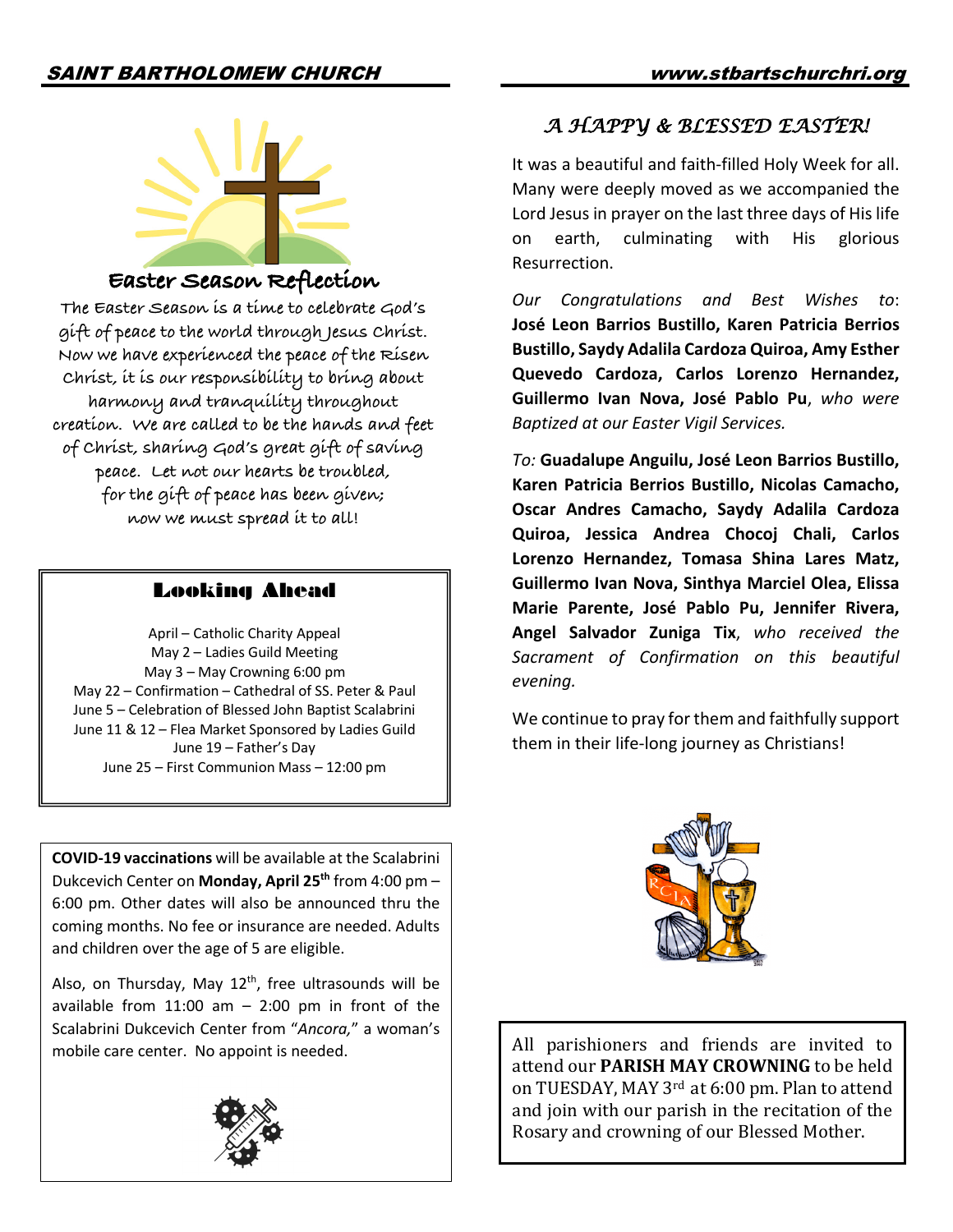## Easter Season Reflection

The Easter Season is a time to celebrate God's gift of peace to the world through Jesus Christ. Now we have experienced the peace of the Risen Christ, it is our responsibility to bring about harmony and tranquility throughout creation. We are called to be the hands and feet of Christ, sharing God's great gift of saving peace. Let not our hearts be troubled, for the gift of peace has been given; now we must spread it to all!

## Looking Ahead

April – Catholic Charity Appeal
May 2 – Ladies Guild Meeting
May 3 – May Crowning 6:00 pm
May 22 – Confirmation – Cathedral of SS. Peter & Paul
June 5 – Celebration of Blessed John Baptist Scalabrini
June 11 & 12 – Flea Market Sponsored by Ladies Guild
June 19 – Father's Day
June 25 – First Communion Mass – 12:00 pm

**COVID-19 vaccinations** will be available at the Scalabrini Dukcevich Center on **Monday, April 25th** from 4:00 pm – 6:00 pm. Other dates will also be announced thru the coming months. No fee or insurance are needed. Adults and children over the age of 5 are eligible.

Also, on Thursday, May 12th, free ultrasounds will be available from 11:00 am – 2:00 pm in front of the Scalabrini Dukcevich Center from "*Ancora,*" a woman's mobile care center. No appoint is needed.

## A HAPPY & BLESSED EASTER!

It was a beautiful and faith-filled Holy Week for all. Many were deeply moved as we accompanied the Lord Jesus in prayer on the last three days of His life on earth, culminating with His glorious Resurrection.

*Our Congratulations and Best Wishes to*: **José Leon Barrios Bustillo, Karen Patricia Berrios Bustillo, Saydy Adalila Cardoza Quiroa, Amy Esther Quevedo Cardoza, Carlos Lorenzo Hernandez, Guillermo Ivan Nova, José Pablo Pu**, *who were Baptized at our Easter Vigil Services.*

*To:* **Guadalupe Anguilu, José Leon Barrios Bustillo, Karen Patricia Berrios Bustillo, Nicolas Camacho, Oscar Andres Camacho, Saydy Adalila Cardoza Quiroa, Jessica Andrea Chocoj Chali, Carlos Lorenzo Hernandez, Tomasa Shina Lares Matz, Guillermo Ivan Nova, Sinthya Marciel Olea, Elissa Marie Parente, José Pablo Pu, Jennifer Rivera, Angel Salvador Zuniga Tix**, *who received the Sacrament of Confirmation on this beautiful evening.*

We continue to pray for them and faithfully support them in their life-long journey as Christians!

All parishioners and friends are invited to attend our **PARISH MAY CROWNING** to be held on TUESDAY, MAY 3rd at 6:00 pm. Plan to attend and join with our parish in the recitation of the Rosary and crowning of our Blessed Mother.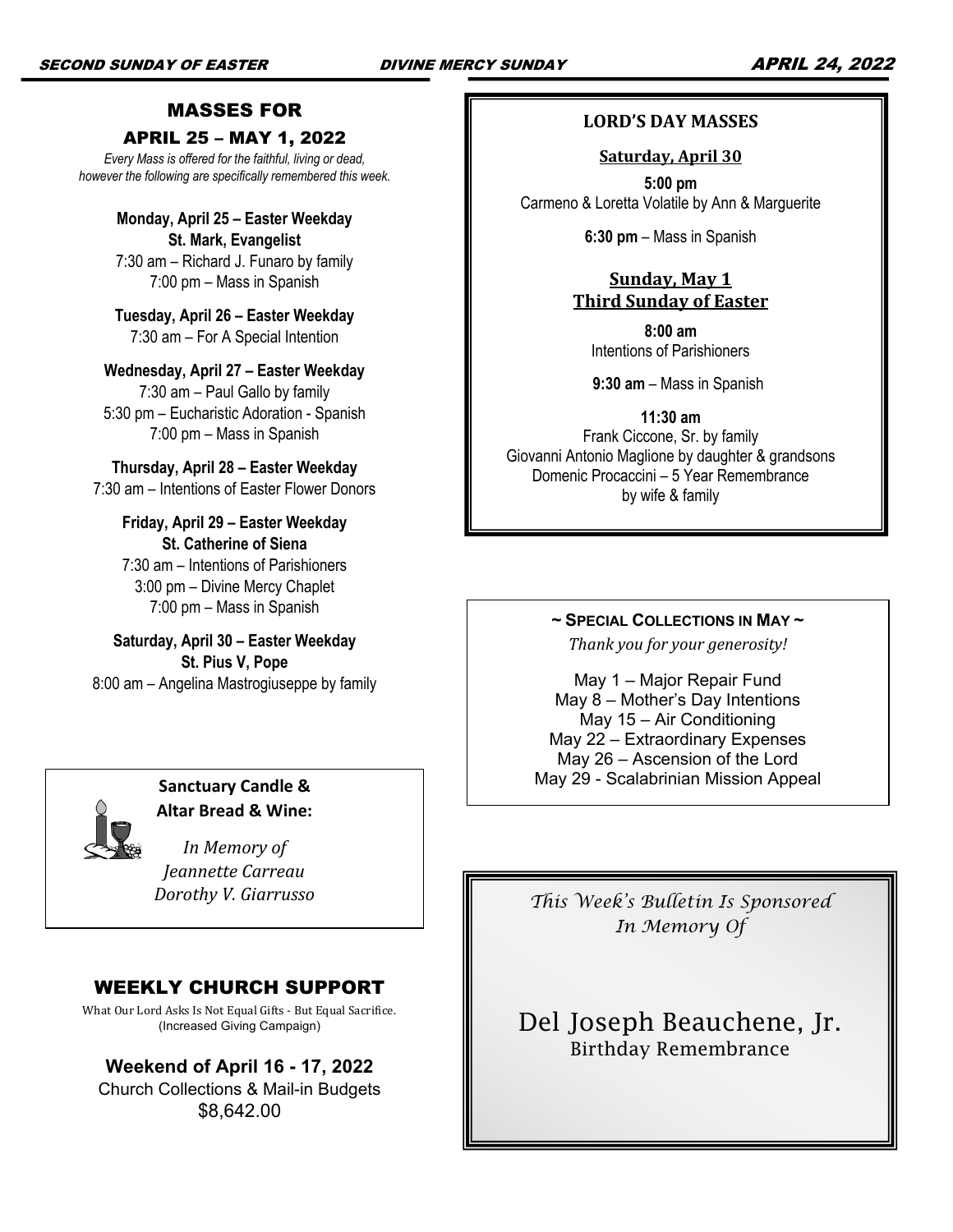# MASSES FOR
## APRIL 25 – MAY 1, 2022

*Every Mass is offered for the faithful, living or dead, however the following are specifically remembered this week.*

**Monday, April 25 – Easter Weekday**
**St. Mark, Evangelist**
7:30 am – Richard J. Funaro by family
7:00 pm – Mass in Spanish

**Tuesday, April 26 – Easter Weekday**
7:30 am – For A Special Intention

**Wednesday, April 27 – Easter Weekday**
7:30 am – Paul Gallo by family
5:30 pm – Eucharistic Adoration - Spanish
7:00 pm – Mass in Spanish

**Thursday, April 28 – Easter Weekday**
7:30 am – Intentions of Easter Flower Donors

**Friday, April 29 – Easter Weekday**
**St. Catherine of Siena**
7:30 am – Intentions of Parishioners
3:00 pm – Divine Mercy Chaplet
7:00 pm – Mass in Spanish

**Saturday, April 30 – Easter Weekday**
**St. Pius V, Pope**
8:00 am – Angelina Mastrogiuseppe by family

## LORD'S DAY MASSES

**Saturday, April 30**

**5:00 pm**
Carmeno & Loretta Volatile by Ann & Marguerite

**6:30 pm** – Mass in Spanish

**Sunday, May 1**
**Third Sunday of Easter**

**8:00 am**
Intentions of Parishioners

**9:30 am** – Mass in Spanish

**11:30 am**
Frank Ciccone, Sr. by family
Giovanni Antonio Maglione by daughter & grandsons
Domenic Procaccini – 5 Year Remembrance by wife & family

**Sanctuary Candle & Altar Bread & Wine:**

*In Memory of*
*Jeannette Carreau*
*Dorothy V. Giarrusso*

## ~ SPECIAL COLLECTIONS IN MAY ~

*Thank you for your generosity!*

May 1 – Major Repair Fund
May 8 – Mother's Day Intentions
May 15 – Air Conditioning
May 22 – Extraordinary Expenses
May 26 – Ascension of the Lord
May 29 - Scalabrinian Mission Appeal

## WEEKLY CHURCH SUPPORT

What Our Lord Asks Is Not Equal Gifts - But Equal Sacrifice.
(Increased Giving Campaign)

**Weekend of April 16 - 17, 2022**
Church Collections & Mail-in Budgets
$8,642.00

*This Week's Bulletin Is Sponsored In Memory Of*

Del Joseph Beauchene, Jr.
Birthday Remembrance